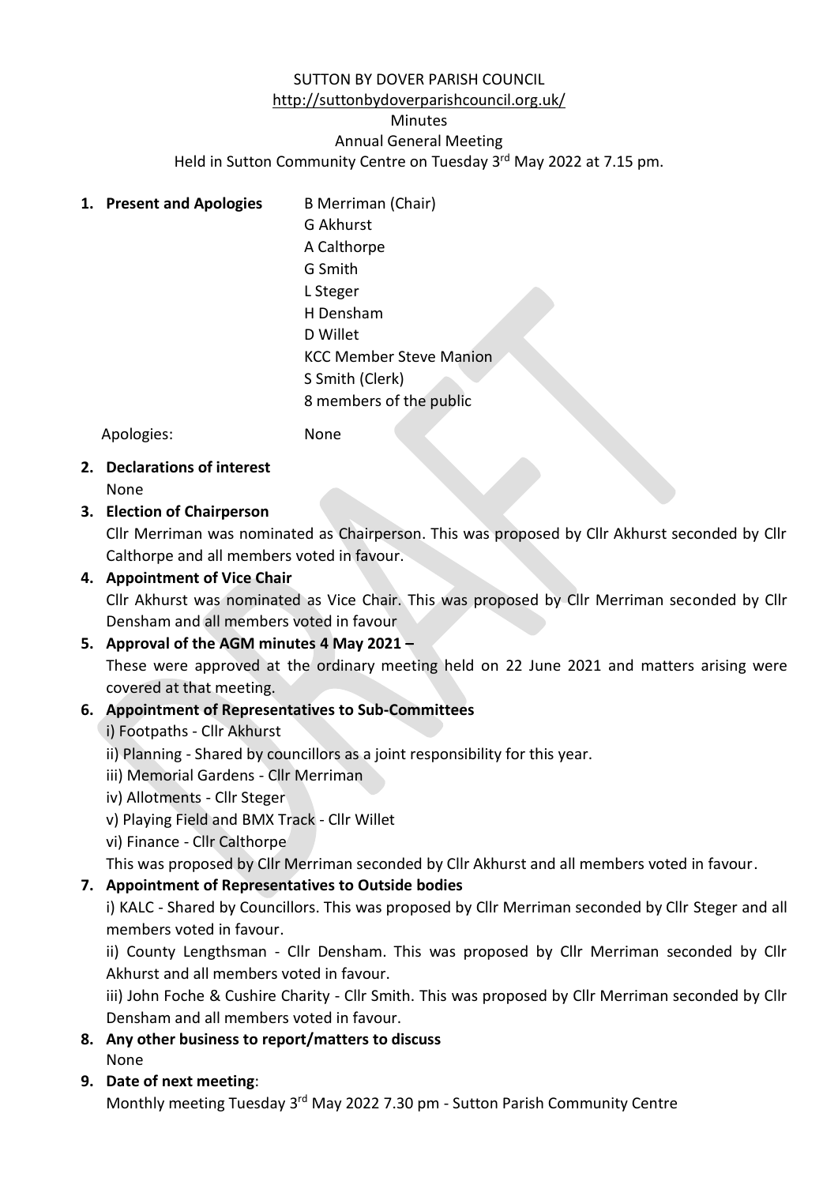SUTTON BY DOVER PARISH COUNCIL

http://suttonbydoverparishcouncil.org.uk/

Minutes

Annual General Meeting

Held in Sutton Community Centre on Tuesday 3rd May 2022 at 7.15 pm.

1. **Present and Apologies**

   B Merriman (Chair)
   G Akhurst
   A Calthorpe
   G Smith
   L Steger
   H Densham
   D Willet
   KCC Member Steve Manion
   S Smith (Clerk)
   8 members of the public

   Apologies: None

2. **Declarations of interest**

   None

3. **Election of Chairperson**

   Cllr Merriman was nominated as Chairperson. This was proposed by Cllr Akhurst seconded by Cllr Calthorpe and all members voted in favour.

4. **Appointment of Vice Chair**

   Cllr Akhurst was nominated as Vice Chair. This was proposed by Cllr Merriman seconded by Cllr Densham and all members voted in favour

5. **Approval of the AGM minutes 4 May 2021 –**

   These were approved at the ordinary meeting held on 22 June 2021 and matters arising were covered at that meeting.

6. **Appointment of Representatives to Sub-Committees**

   i) Footpaths - Cllr Akhurst
   ii) Planning - Shared by councillors as a joint responsibility for this year.
   iii) Memorial Gardens - Cllr Merriman
   iv) Allotments - Cllr Steger
   v) Playing Field and BMX Track - Cllr Willet
   vi) Finance - Cllr Calthorpe

   This was proposed by Cllr Merriman seconded by Cllr Akhurst and all members voted in favour.

7. **Appointment of Representatives to Outside bodies**

   i) KALC - Shared by Councillors. This was proposed by Cllr Merriman seconded by Cllr Steger and all members voted in favour.

   ii) County Lengthsman - Cllr Densham. This was proposed by Cllr Merriman seconded by Cllr Akhurst and all members voted in favour.

   iii) John Foche & Cushire Charity - Cllr Smith. This was proposed by Cllr Merriman seconded by Cllr Densham and all members voted in favour.

8. **Any other business to report/matters to discuss**

   None

9. **Date of next meeting**:

   Monthly meeting Tuesday 3rd May 2022 7.30 pm - Sutton Parish Community Centre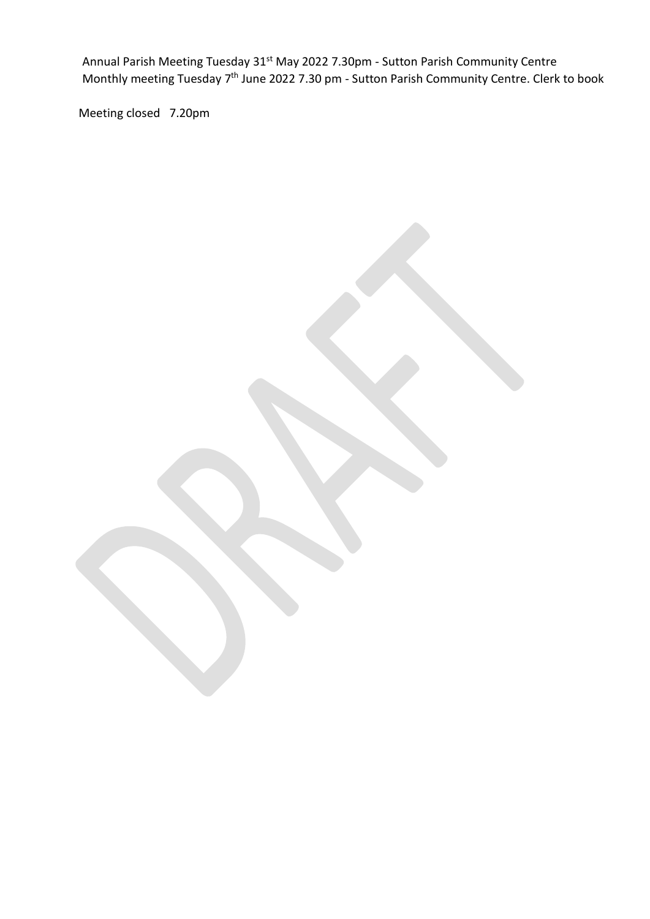Annual Parish Meeting Tuesday 31st May 2022 7.30pm - Sutton Parish Community Centre
Monthly meeting Tuesday 7th June 2022 7.30 pm - Sutton Parish Community Centre. Clerk to book

Meeting closed 7.20pm